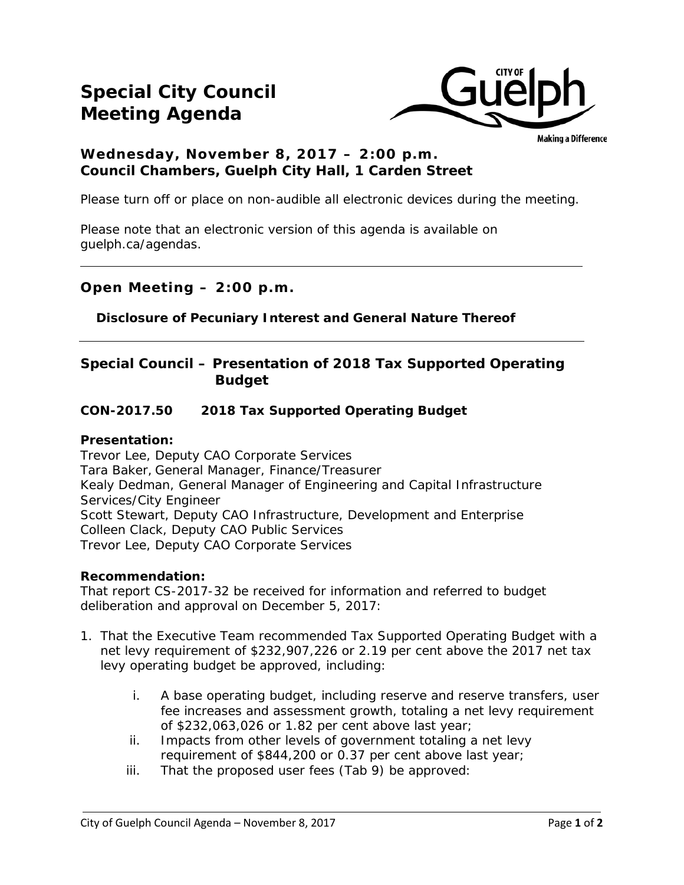# Special City Council Meeting Agenda

**Wednesday, November 8, 2017 – 2:00 p.m.**
**Council Chambers, Guelph City Hall, 1 Carden Street**

Please turn off or place on non-audible all electronic devices during the meeting.

Please note that an electronic version of this agenda is available on guelph.ca/agendas.

---

## Open Meeting – 2:00 p.m.

**Disclosure of Pecuniary Interest and General Nature Thereof**

---

## Special Council – Presentation of 2018 Tax Supported Operating Budget

### CON-2017.50 2018 Tax Supported Operating Budget

**Presentation:**
Trevor Lee, Deputy CAO Corporate Services
Tara Baker, General Manager, Finance/Treasurer
Kealy Dedman, General Manager of Engineering and Capital Infrastructure Services/City Engineer
Scott Stewart, Deputy CAO Infrastructure, Development and Enterprise
Colleen Clack, Deputy CAO Public Services
Trevor Lee, Deputy CAO Corporate Services

**Recommendation:**
That report CS-2017-32 be received for information and referred to budget deliberation and approval on December 5, 2017:

1. That the Executive Team recommended Tax Supported Operating Budget with a net levy requirement of $232,907,226 or 2.19 per cent above the 2017 net tax levy operating budget be approved, including:

   i. A base operating budget, including reserve and reserve transfers, user fee increases and assessment growth, totaling a net levy requirement of $232,063,026 or 1.82 per cent above last year;
   
   ii. Impacts from other levels of government totaling a net levy requirement of $844,200 or 0.37 per cent above last year;
   
   iii. That the proposed user fees (Tab 9) be approved: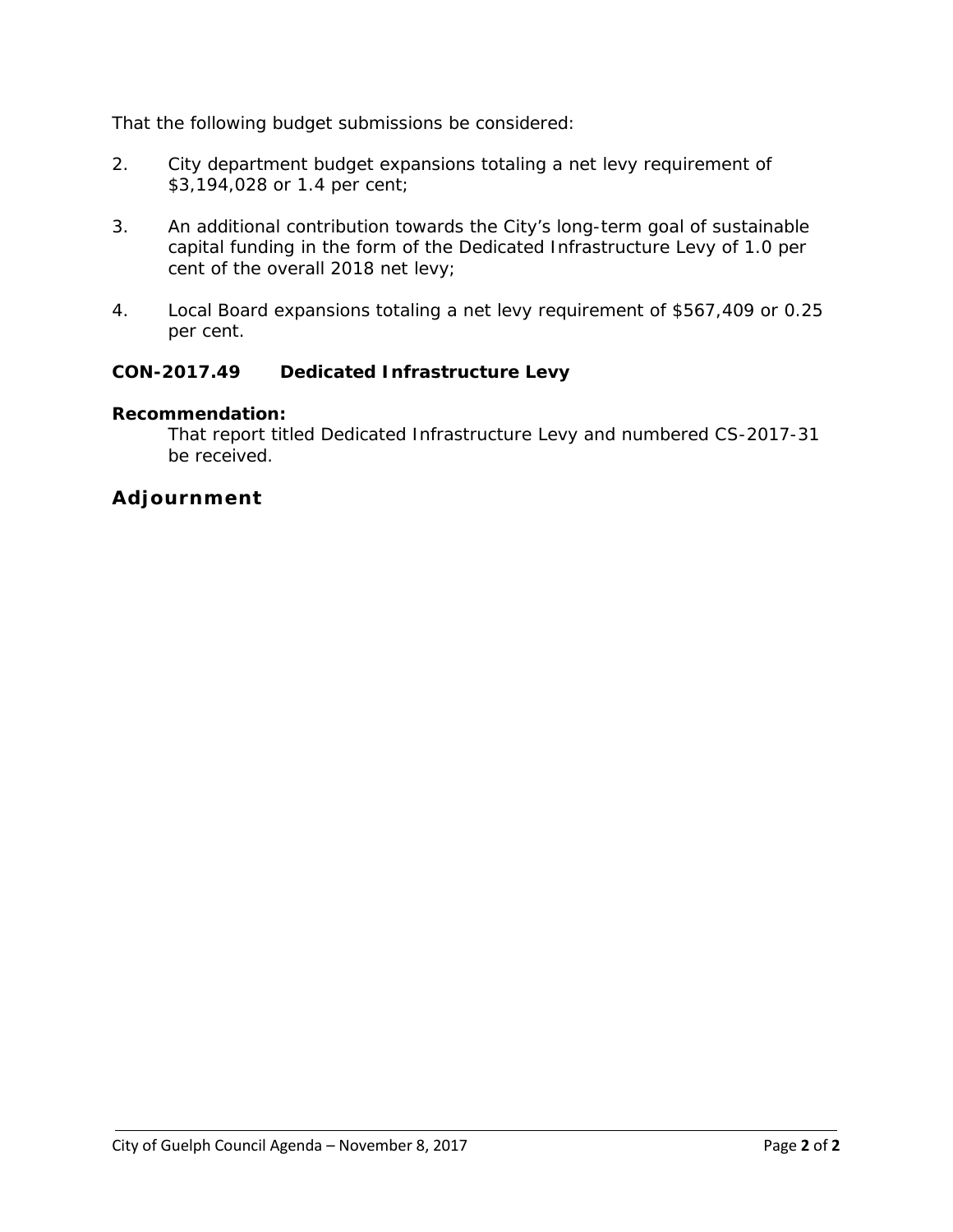That the following budget submissions be considered:

2. City department budget expansions totaling a net levy requirement of $3,194,028 or 1.4 per cent;

3. An additional contribution towards the City's long-term goal of sustainable capital funding in the form of the Dedicated Infrastructure Levy of 1.0 per cent of the overall 2018 net levy;

4. Local Board expansions totaling a net levy requirement of $567,409 or 0.25 per cent.

### CON-2017.49 Dedicated Infrastructure Levy

**Recommendation:**

That report titled Dedicated Infrastructure Levy and numbered CS-2017-31 be received.

## Adjournment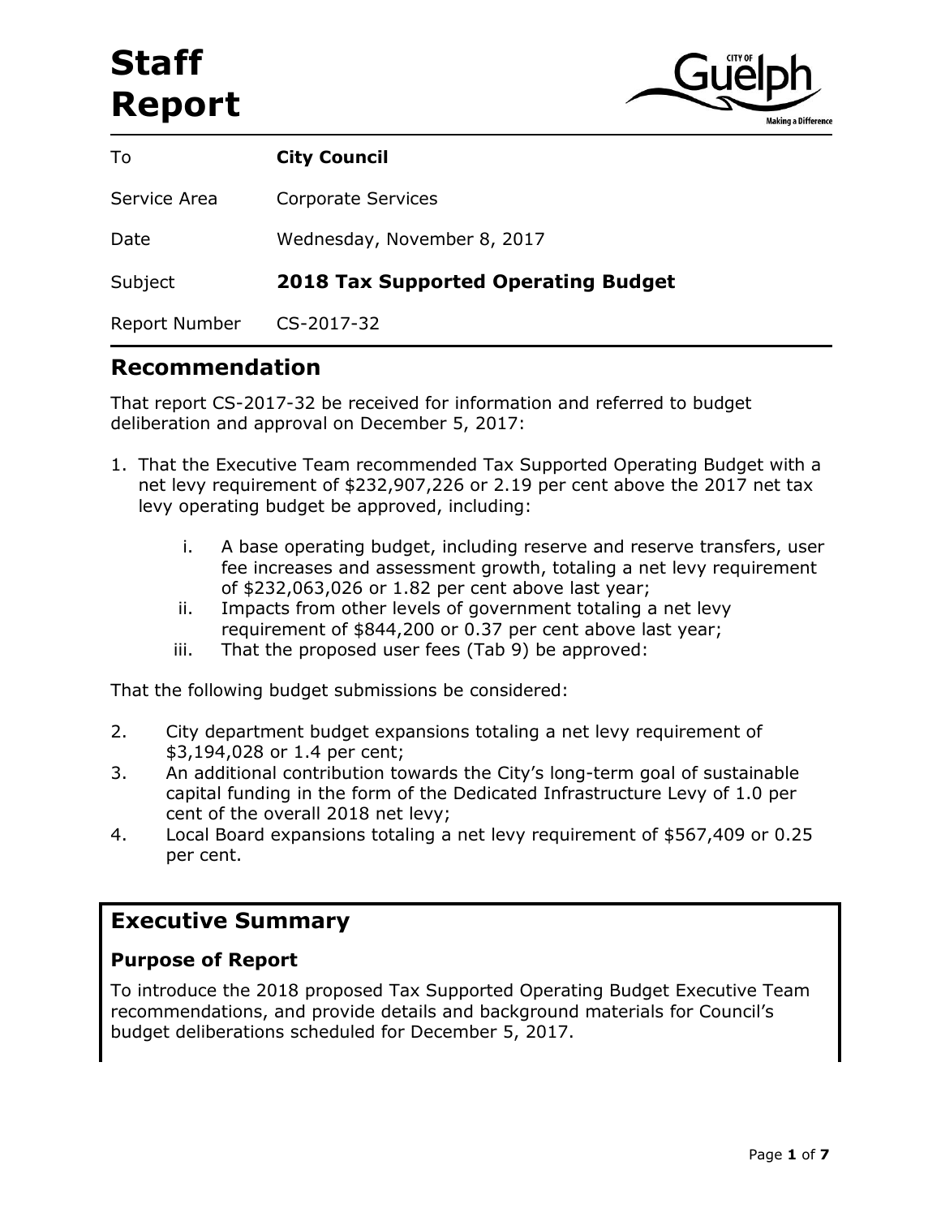# Staff Report

| | |
|---|---|
| To | **City Council** |
| Service Area | Corporate Services |
| Date | Wednesday, November 8, 2017 |
| Subject | **2018 Tax Supported Operating Budget** |
| Report Number | CS-2017-32 |

## Recommendation

That report CS-2017-32 be received for information and referred to budget deliberation and approval on December 5, 2017:

1. That the Executive Team recommended Tax Supported Operating Budget with a net levy requirement of $232,907,226 or 2.19 per cent above the 2017 net tax levy operating budget be approved, including:
   1. A base operating budget, including reserve and reserve transfers, user fee increases and assessment growth, totaling a net levy requirement of $232,063,026 or 1.82 per cent above last year;
   2. Impacts from other levels of government totaling a net levy requirement of $844,200 or 0.37 per cent above last year;
   3. That the proposed user fees (Tab 9) be approved:

That the following budget submissions be considered:

2. City department budget expansions totaling a net levy requirement of $3,194,028 or 1.4 per cent;
3. An additional contribution towards the City's long-term goal of sustainable capital funding in the form of the Dedicated Infrastructure Levy of 1.0 per cent of the overall 2018 net levy;
4. Local Board expansions totaling a net levy requirement of $567,409 or 0.25 per cent.

## Executive Summary

### Purpose of Report

To introduce the 2018 proposed Tax Supported Operating Budget Executive Team recommendations, and provide details and background materials for Council's budget deliberations scheduled for December 5, 2017.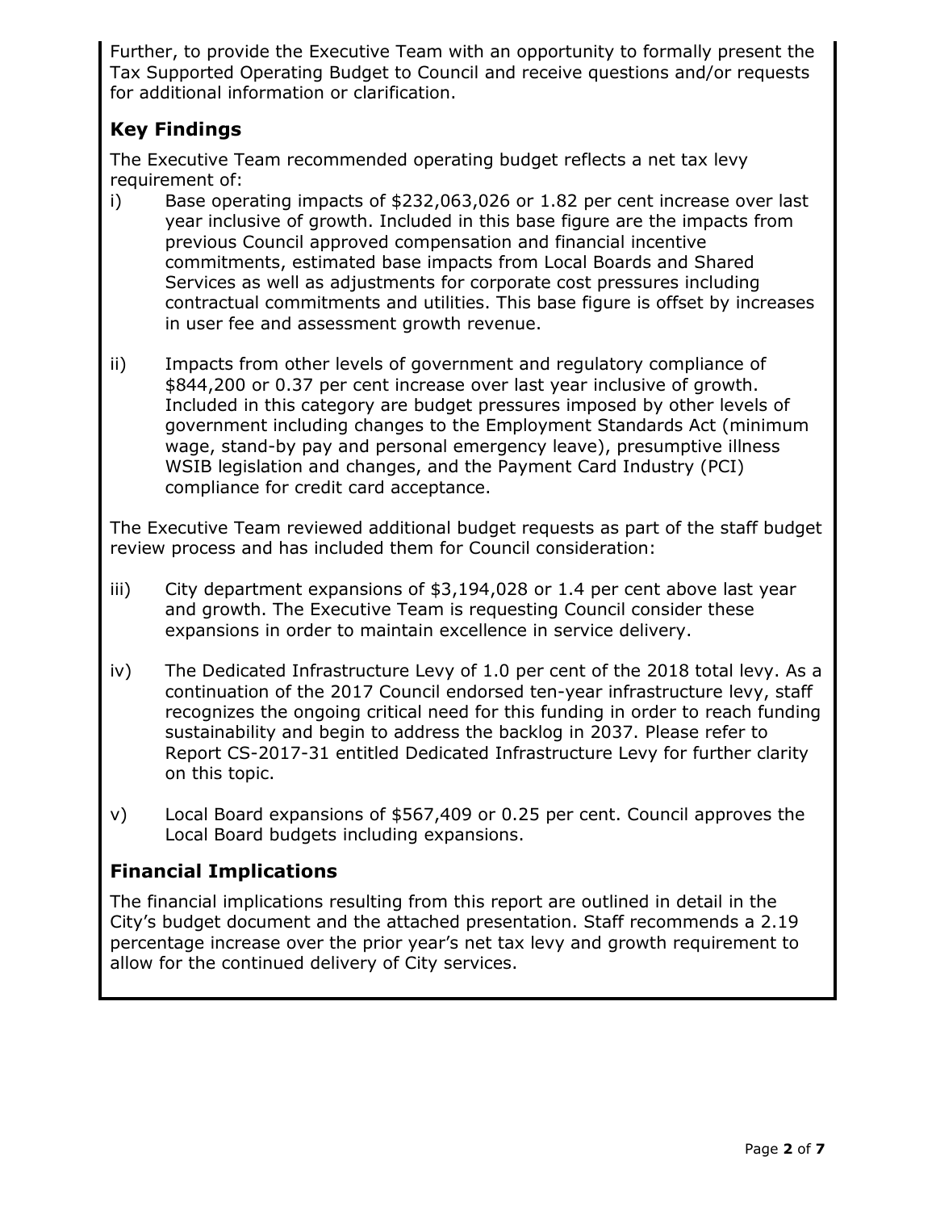Further, to provide the Executive Team with an opportunity to formally present the Tax Supported Operating Budget to Council and receive questions and/or requests for additional information or clarification.

## Key Findings

The Executive Team recommended operating budget reflects a net tax levy requirement of:

i) Base operating impacts of $232,063,026 or 1.82 per cent increase over last year inclusive of growth. Included in this base figure are the impacts from previous Council approved compensation and financial incentive commitments, estimated base impacts from Local Boards and Shared Services as well as adjustments for corporate cost pressures including contractual commitments and utilities. This base figure is offset by increases in user fee and assessment growth revenue.

ii) Impacts from other levels of government and regulatory compliance of $844,200 or 0.37 per cent increase over last year inclusive of growth. Included in this category are budget pressures imposed by other levels of government including changes to the Employment Standards Act (minimum wage, stand-by pay and personal emergency leave), presumptive illness WSIB legislation and changes, and the Payment Card Industry (PCI) compliance for credit card acceptance.

The Executive Team reviewed additional budget requests as part of the staff budget review process and has included them for Council consideration:

iii) City department expansions of $3,194,028 or 1.4 per cent above last year and growth. The Executive Team is requesting Council consider these expansions in order to maintain excellence in service delivery.

iv) The Dedicated Infrastructure Levy of 1.0 per cent of the 2018 total levy. As a continuation of the 2017 Council endorsed ten-year infrastructure levy, staff recognizes the ongoing critical need for this funding in order to reach funding sustainability and begin to address the backlog in 2037. Please refer to Report CS-2017-31 entitled Dedicated Infrastructure Levy for further clarity on this topic.

v) Local Board expansions of $567,409 or 0.25 per cent. Council approves the Local Board budgets including expansions.

## Financial Implications

The financial implications resulting from this report are outlined in detail in the City's budget document and the attached presentation. Staff recommends a 2.19 percentage increase over the prior year's net tax levy and growth requirement to allow for the continued delivery of City services.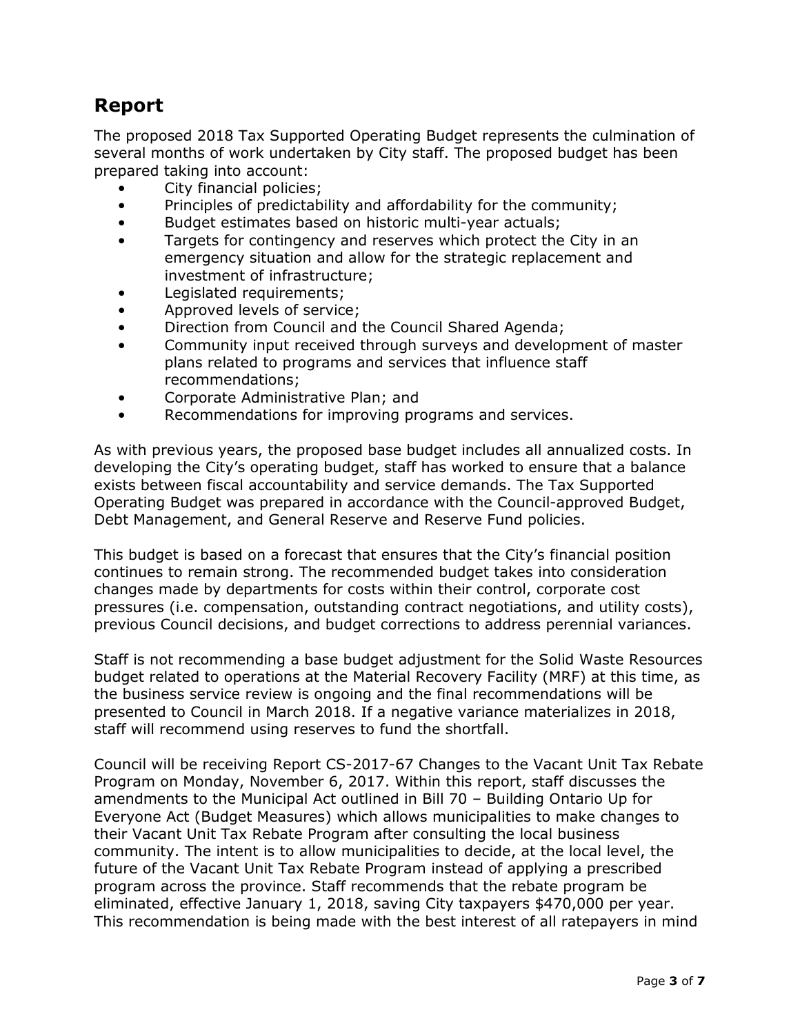## Report

The proposed 2018 Tax Supported Operating Budget represents the culmination of several months of work undertaken by City staff. The proposed budget has been prepared taking into account:

- City financial policies;
- Principles of predictability and affordability for the community;
- Budget estimates based on historic multi-year actuals;
- Targets for contingency and reserves which protect the City in an emergency situation and allow for the strategic replacement and investment of infrastructure;
- Legislated requirements;
- Approved levels of service;
- Direction from Council and the Council Shared Agenda;
- Community input received through surveys and development of master plans related to programs and services that influence staff recommendations;
- Corporate Administrative Plan; and
- Recommendations for improving programs and services.

As with previous years, the proposed base budget includes all annualized costs. In developing the City's operating budget, staff has worked to ensure that a balance exists between fiscal accountability and service demands. The Tax Supported Operating Budget was prepared in accordance with the Council-approved Budget, Debt Management, and General Reserve and Reserve Fund policies.

This budget is based on a forecast that ensures that the City's financial position continues to remain strong. The recommended budget takes into consideration changes made by departments for costs within their control, corporate cost pressures (i.e. compensation, outstanding contract negotiations, and utility costs), previous Council decisions, and budget corrections to address perennial variances.

Staff is not recommending a base budget adjustment for the Solid Waste Resources budget related to operations at the Material Recovery Facility (MRF) at this time, as the business service review is ongoing and the final recommendations will be presented to Council in March 2018. If a negative variance materializes in 2018, staff will recommend using reserves to fund the shortfall.

Council will be receiving Report CS-2017-67 Changes to the Vacant Unit Tax Rebate Program on Monday, November 6, 2017. Within this report, staff discusses the amendments to the Municipal Act outlined in Bill 70 – Building Ontario Up for Everyone Act (Budget Measures) which allows municipalities to make changes to their Vacant Unit Tax Rebate Program after consulting the local business community. The intent is to allow municipalities to decide, at the local level, the future of the Vacant Unit Tax Rebate Program instead of applying a prescribed program across the province. Staff recommends that the rebate program be eliminated, effective January 1, 2018, saving City taxpayers $470,000 per year. This recommendation is being made with the best interest of all ratepayers in mind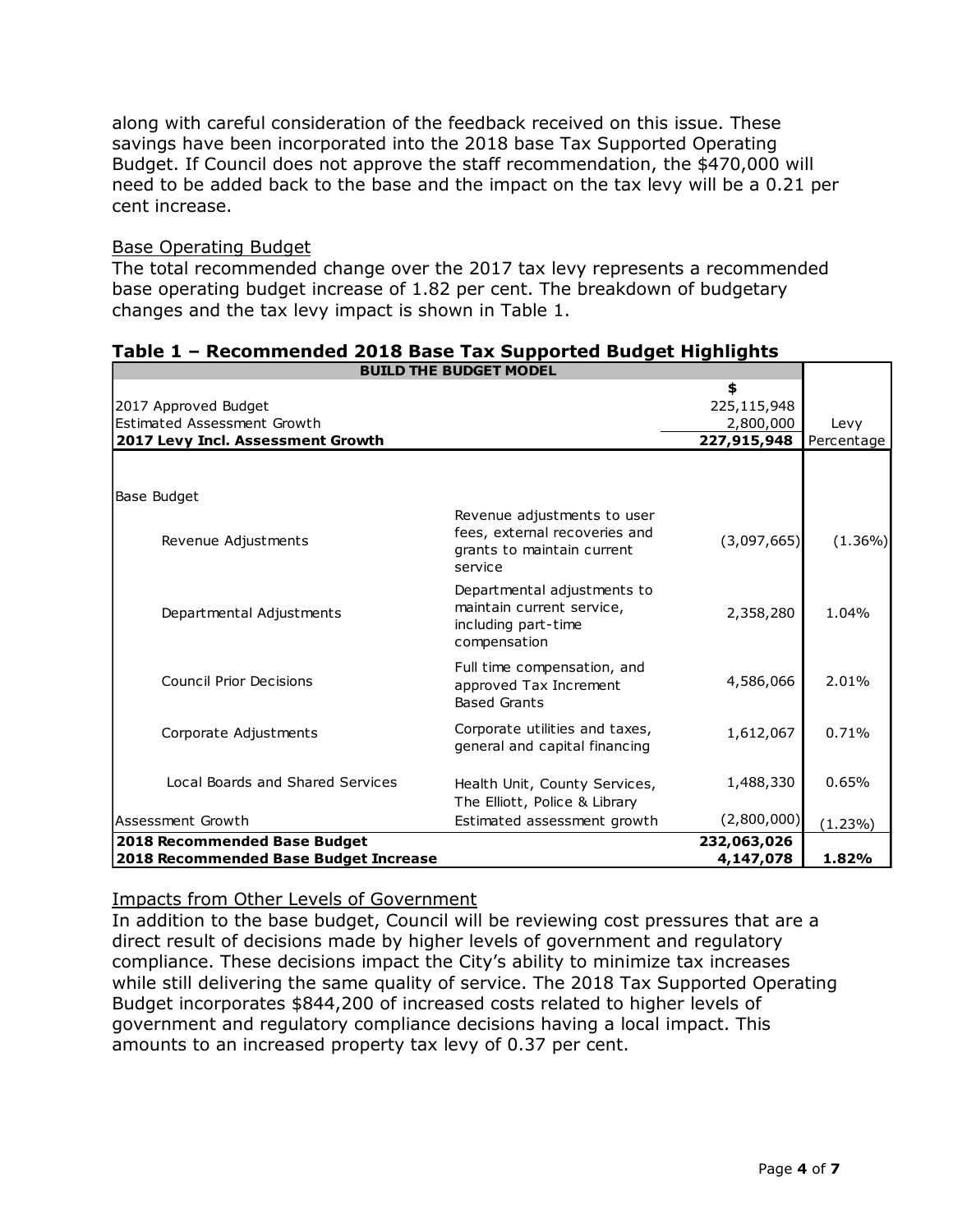along with careful consideration of the feedback received on this issue. These savings have been incorporated into the 2018 base Tax Supported Operating Budget. If Council does not approve the staff recommendation, the $470,000 will need to be added back to the base and the impact on the tax levy will be a 0.21 per cent increase.

Base Operating Budget

The total recommended change over the 2017 tax levy represents a recommended base operating budget increase of 1.82 per cent. The breakdown of budgetary changes and the tax levy impact is shown in Table 1.

**Table 1 – Recommended 2018 Base Tax Supported Budget Highlights**

| BUILD THE BUDGET MODEL | | | |
|---|---|---|---|
| | | $ | |
| 2017 Approved Budget | | 225,115,948 | |
| Estimated Assessment Growth | | 2,800,000 | Levy |
| **2017 Levy Incl. Assessment Growth** | | **227,915,948** | Percentage |
| Base Budget | | | |
| Revenue Adjustments | Revenue adjustments to user fees, external recoveries and grants to maintain current service | (3,097,665) | (1.36%) |
| Departmental Adjustments | Departmental adjustments to maintain current service, including part-time compensation | 2,358,280 | 1.04% |
| Council Prior Decisions | Full time compensation, and approved Tax Increment Based Grants | 4,586,066 | 2.01% |
| Corporate Adjustments | Corporate utilities and taxes, general and capital financing | 1,612,067 | 0.71% |
| Local Boards and Shared Services | Health Unit, County Services, The Elliott, Police & Library | 1,488,330 | 0.65% |
| Assessment Growth | Estimated assessment growth | (2,800,000) | (1.23%) |
| **2018 Recommended Base Budget** | | **232,063,026** | |
| **2018 Recommended Base Budget Increase** | | **4,147,078** | **1.82%** |

Impacts from Other Levels of Government

In addition to the base budget, Council will be reviewing cost pressures that are a direct result of decisions made by higher levels of government and regulatory compliance. These decisions impact the City's ability to minimize tax increases while still delivering the same quality of service. The 2018 Tax Supported Operating Budget incorporates $844,200 of increased costs related to higher levels of government and regulatory compliance decisions having a local impact. This amounts to an increased property tax levy of 0.37 per cent.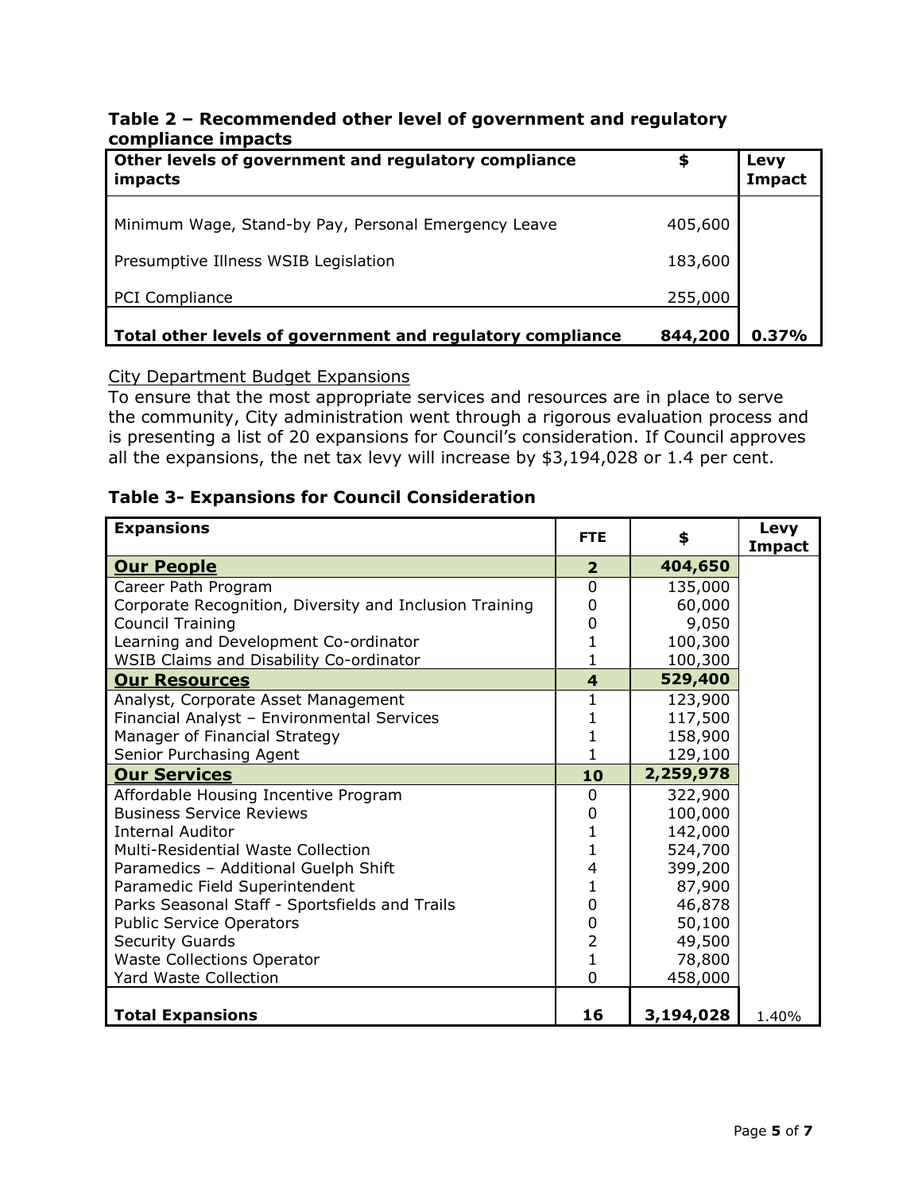**Table 2 – Recommended other level of government and regulatory compliance impacts**

| Other levels of government and regulatory compliance impacts | $ | Levy Impact |
|---|---|---|
| Minimum Wage, Stand-by Pay, Personal Emergency Leave | 405,600 | |
| Presumptive Illness WSIB Legislation | 183,600 | |
| PCI Compliance | 255,000 | |
| **Total other levels of government and regulatory compliance** | **844,200** | **0.37%** |

City Department Budget Expansions

To ensure that the most appropriate services and resources are in place to serve the community, City administration went through a rigorous evaluation process and is presenting a list of 20 expansions for Council's consideration. If Council approves all the expansions, the net tax levy will increase by $3,194,028 or 1.4 per cent.

**Table 3- Expansions for Council Consideration**

| Expansions | FTE | $ | Levy Impact |
|---|---|---|---|
| **Our People** | **2** | **404,650** | |
| Career Path Program | 0 | 135,000 | |
| Corporate Recognition, Diversity and Inclusion Training | 0 | 60,000 | |
| Council Training | 0 | 9,050 | |
| Learning and Development Co-ordinator | 1 | 100,300 | |
| WSIB Claims and Disability Co-ordinator | 1 | 100,300 | |
| **Our Resources** | **4** | **529,400** | |
| Analyst, Corporate Asset Management | 1 | 123,900 | |
| Financial Analyst – Environmental Services | 1 | 117,500 | |
| Manager of Financial Strategy | 1 | 158,900 | |
| Senior Purchasing Agent | 1 | 129,100 | |
| **Our Services** | **10** | **2,259,978** | |
| Affordable Housing Incentive Program | 0 | 322,900 | |
| Business Service Reviews | 0 | 100,000 | |
| Internal Auditor | 1 | 142,000 | |
| Multi-Residential Waste Collection | 1 | 524,700 | |
| Paramedics – Additional Guelph Shift | 4 | 399,200 | |
| Paramedic Field Superintendent | 1 | 87,900 | |
| Parks Seasonal Staff - Sportsfields and Trails | 0 | 46,878 | |
| Public Service Operators | 0 | 50,100 | |
| Security Guards | 2 | 49,500 | |
| Waste Collections Operator | 1 | 78,800 | |
| Yard Waste Collection | 0 | 458,000 | |
| **Total Expansions** | **16** | **3,194,028** | 1.40% |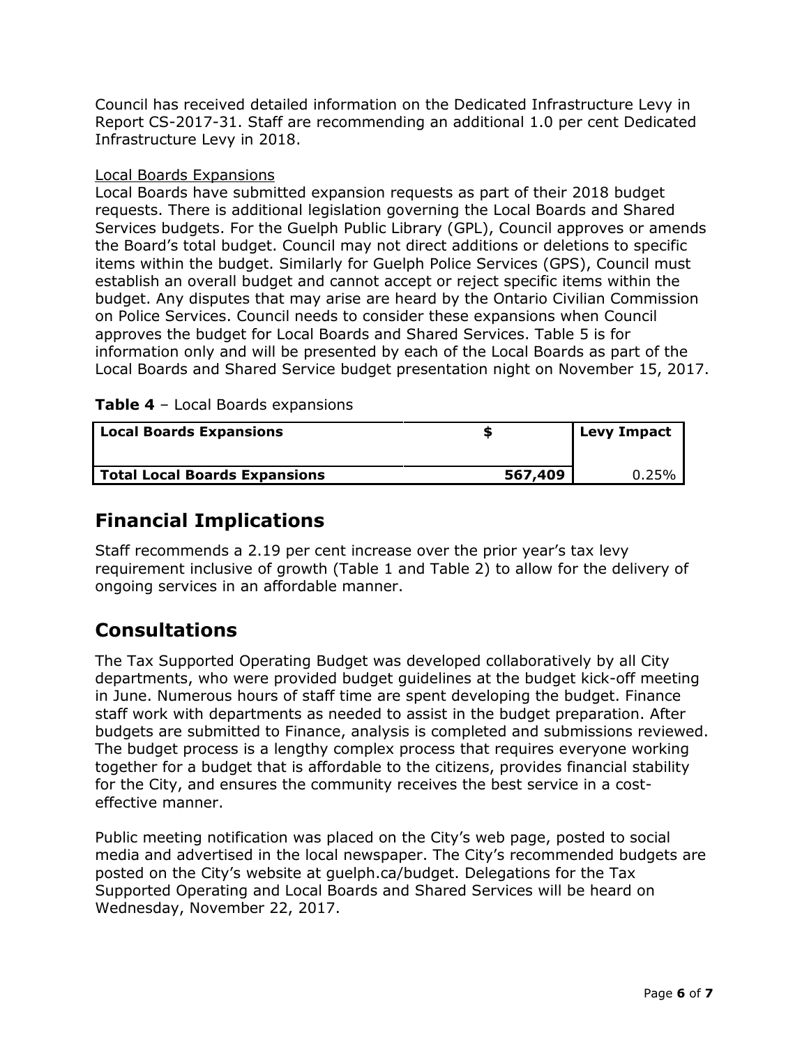Council has received detailed information on the Dedicated Infrastructure Levy in Report CS-2017-31. Staff are recommending an additional 1.0 per cent Dedicated Infrastructure Levy in 2018.

Local Boards Expansions

Local Boards have submitted expansion requests as part of their 2018 budget requests. There is additional legislation governing the Local Boards and Shared Services budgets. For the Guelph Public Library (GPL), Council approves or amends the Board's total budget. Council may not direct additions or deletions to specific items within the budget. Similarly for Guelph Police Services (GPS), Council must establish an overall budget and cannot accept or reject specific items within the budget. Any disputes that may arise are heard by the Ontario Civilian Commission on Police Services. Council needs to consider these expansions when Council approves the budget for Local Boards and Shared Services. Table 5 is for information only and will be presented by each of the Local Boards as part of the Local Boards and Shared Service budget presentation night on November 15, 2017.

**Table 4** – Local Boards expansions

| Local Boards Expansions | $ | Levy Impact |
|---|---|---|
| **Total Local Boards Expansions** | **567,409** | 0.25% |

## Financial Implications

Staff recommends a 2.19 per cent increase over the prior year's tax levy requirement inclusive of growth (Table 1 and Table 2) to allow for the delivery of ongoing services in an affordable manner.

## Consultations

The Tax Supported Operating Budget was developed collaboratively by all City departments, who were provided budget guidelines at the budget kick-off meeting in June. Numerous hours of staff time are spent developing the budget. Finance staff work with departments as needed to assist in the budget preparation. After budgets are submitted to Finance, analysis is completed and submissions reviewed. The budget process is a lengthy complex process that requires everyone working together for a budget that is affordable to the citizens, provides financial stability for the City, and ensures the community receives the best service in a cost-effective manner.

Public meeting notification was placed on the City's web page, posted to social media and advertised in the local newspaper. The City's recommended budgets are posted on the City's website at guelph.ca/budget. Delegations for the Tax Supported Operating and Local Boards and Shared Services will be heard on Wednesday, November 22, 2017.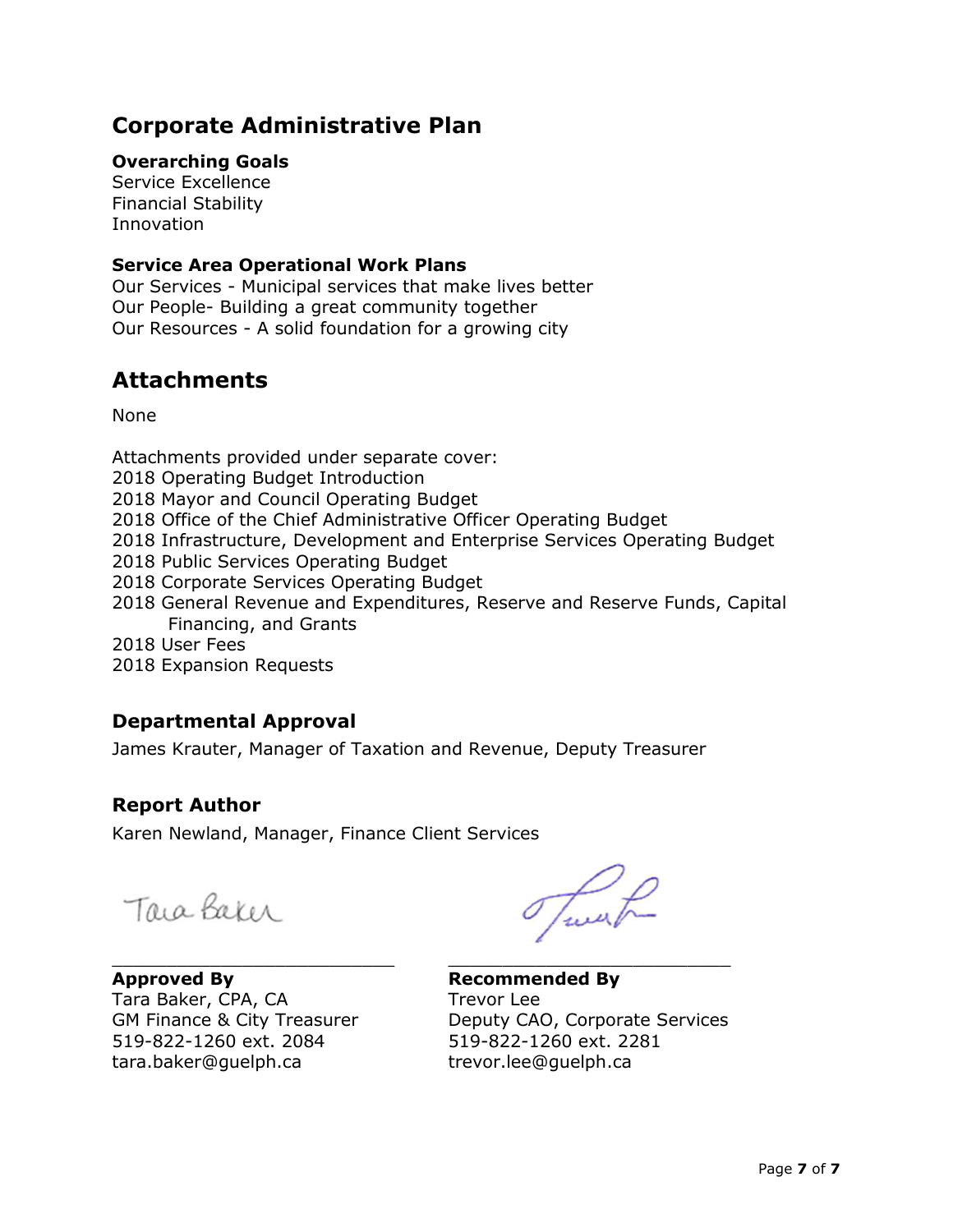## Corporate Administrative Plan

**Overarching Goals**
Service Excellence
Financial Stability
Innovation

**Service Area Operational Work Plans**
Our Services - Municipal services that make lives better
Our People- Building a great community together
Our Resources - A solid foundation for a growing city

## Attachments

None

Attachments provided under separate cover:
2018 Operating Budget Introduction
2018 Mayor and Council Operating Budget
2018 Office of the Chief Administrative Officer Operating Budget
2018 Infrastructure, Development and Enterprise Services Operating Budget
2018 Public Services Operating Budget
2018 Corporate Services Operating Budget
2018 General Revenue and Expenditures, Reserve and Reserve Funds, Capital Financing, and Grants
2018 User Fees
2018 Expansion Requests

### Departmental Approval

James Krauter, Manager of Taxation and Revenue, Deputy Treasurer

### Report Author

Karen Newland, Manager, Finance Client Services

**Approved By**
Tara Baker, CPA, CA
GM Finance & City Treasurer
519-822-1260 ext. 2084
tara.baker@guelph.ca

**Recommended By**
Trevor Lee
Deputy CAO, Corporate Services
519-822-1260 ext. 2281
trevor.lee@guelph.ca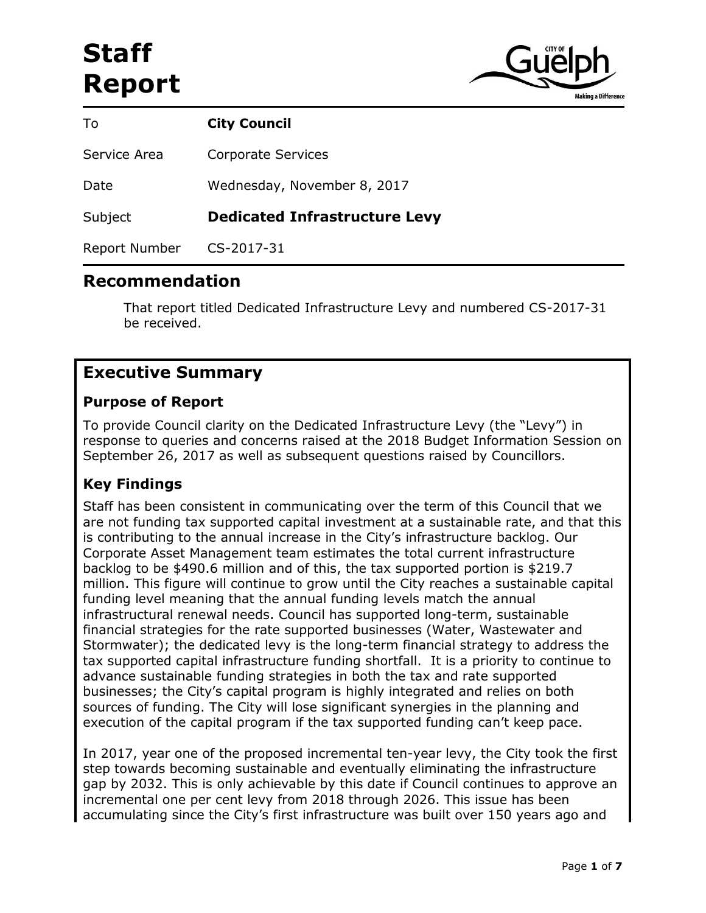# Staff Report

| To | **City Council** |
|---|---|
| Service Area | Corporate Services |
| Date | Wednesday, November 8, 2017 |
| Subject | **Dedicated Infrastructure Levy** |
| Report Number | CS-2017-31 |

## Recommendation

That report titled Dedicated Infrastructure Levy and numbered CS-2017-31 be received.

## Executive Summary

### Purpose of Report

To provide Council clarity on the Dedicated Infrastructure Levy (the "Levy") in response to queries and concerns raised at the 2018 Budget Information Session on September 26, 2017 as well as subsequent questions raised by Councillors.

### Key Findings

Staff has been consistent in communicating over the term of this Council that we are not funding tax supported capital investment at a sustainable rate, and that this is contributing to the annual increase in the City's infrastructure backlog. Our Corporate Asset Management team estimates the total current infrastructure backlog to be $490.6 million and of this, the tax supported portion is $219.7 million. This figure will continue to grow until the City reaches a sustainable capital funding level meaning that the annual funding levels match the annual infrastructural renewal needs. Council has supported long-term, sustainable financial strategies for the rate supported businesses (Water, Wastewater and Stormwater); the dedicated levy is the long-term financial strategy to address the tax supported capital infrastructure funding shortfall. It is a priority to continue to advance sustainable funding strategies in both the tax and rate supported businesses; the City's capital program is highly integrated and relies on both sources of funding. The City will lose significant synergies in the planning and execution of the capital program if the tax supported funding can't keep pace.

In 2017, year one of the proposed incremental ten-year levy, the City took the first step towards becoming sustainable and eventually eliminating the infrastructure gap by 2032. This is only achievable by this date if Council continues to approve an incremental one per cent levy from 2018 through 2026. This issue has been accumulating since the City's first infrastructure was built over 150 years ago and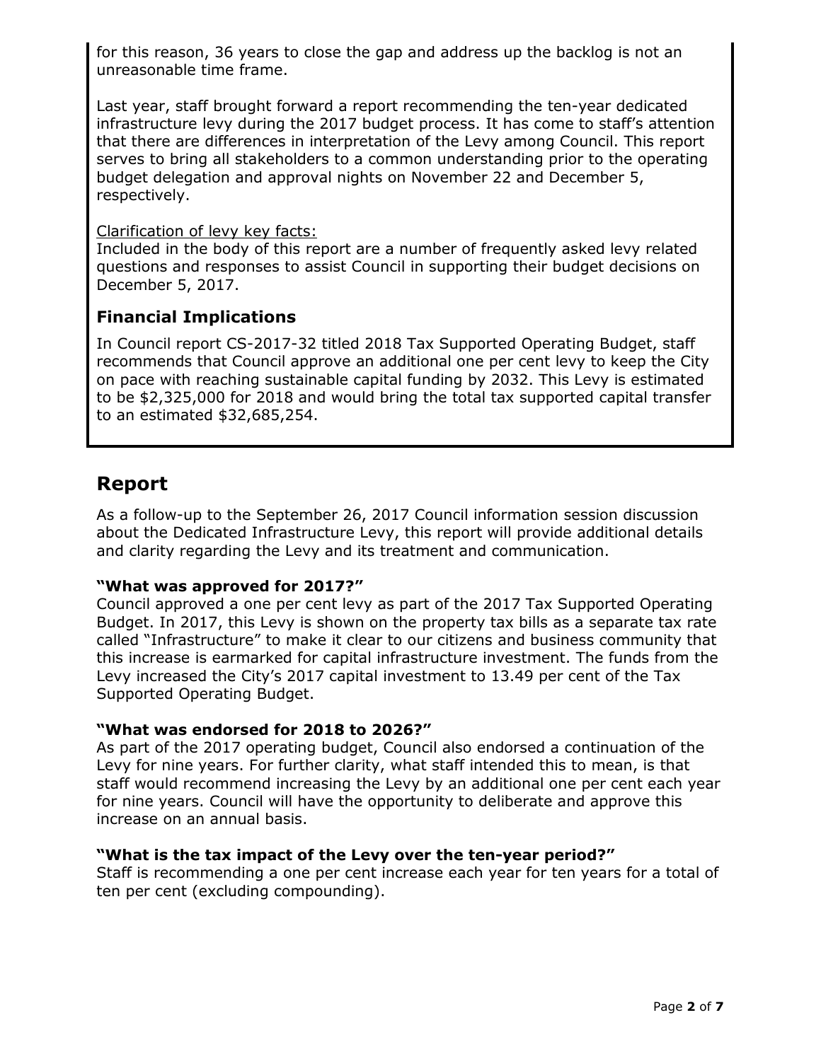for this reason, 36 years to close the gap and address up the backlog is not an unreasonable time frame.

Last year, staff brought forward a report recommending the ten-year dedicated infrastructure levy during the 2017 budget process. It has come to staff's attention that there are differences in interpretation of the Levy among Council. This report serves to bring all stakeholders to a common understanding prior to the operating budget delegation and approval nights on November 22 and December 5, respectively.

Clarification of levy key facts:
Included in the body of this report are a number of frequently asked levy related questions and responses to assist Council in supporting their budget decisions on December 5, 2017.

### Financial Implications

In Council report CS-2017-32 titled 2018 Tax Supported Operating Budget, staff recommends that Council approve an additional one per cent levy to keep the City on pace with reaching sustainable capital funding by 2032. This Levy is estimated to be $2,325,000 for 2018 and would bring the total tax supported capital transfer to an estimated $32,685,254.

## Report

As a follow-up to the September 26, 2017 Council information session discussion about the Dedicated Infrastructure Levy, this report will provide additional details and clarity regarding the Levy and its treatment and communication.

**"What was approved for 2017?"**
Council approved a one per cent levy as part of the 2017 Tax Supported Operating Budget. In 2017, this Levy is shown on the property tax bills as a separate tax rate called "Infrastructure" to make it clear to our citizens and business community that this increase is earmarked for capital infrastructure investment. The funds from the Levy increased the City's 2017 capital investment to 13.49 per cent of the Tax Supported Operating Budget.

**"What was endorsed for 2018 to 2026?"**
As part of the 2017 operating budget, Council also endorsed a continuation of the Levy for nine years. For further clarity, what staff intended this to mean, is that staff would recommend increasing the Levy by an additional one per cent each year for nine years. Council will have the opportunity to deliberate and approve this increase on an annual basis.

**"What is the tax impact of the Levy over the ten-year period?"**
Staff is recommending a one per cent increase each year for ten years for a total of ten per cent (excluding compounding).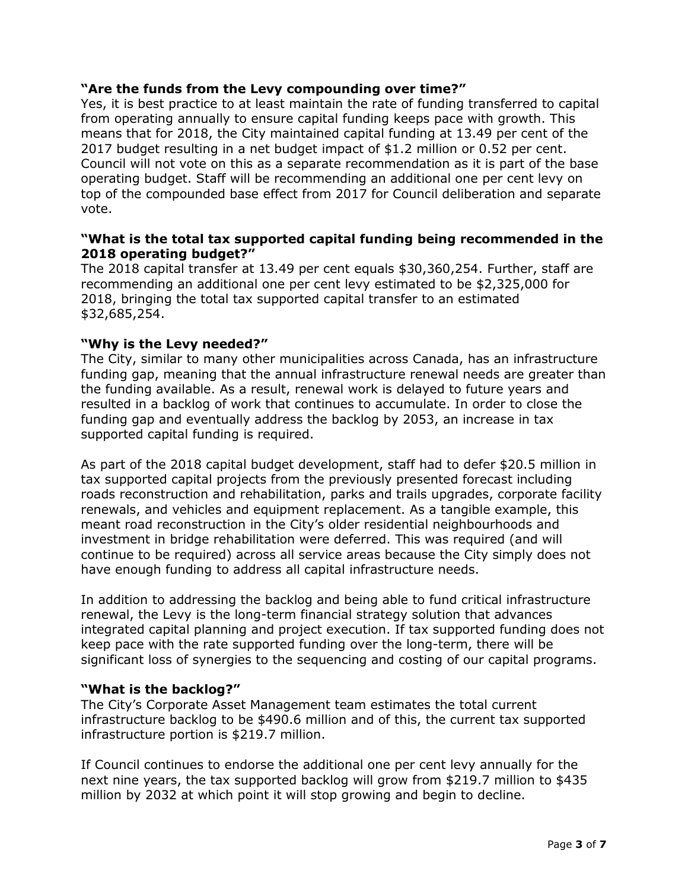**"Are the funds from the Levy compounding over time?"**
Yes, it is best practice to at least maintain the rate of funding transferred to capital from operating annually to ensure capital funding keeps pace with growth. This means that for 2018, the City maintained capital funding at 13.49 per cent of the 2017 budget resulting in a net budget impact of $1.2 million or 0.52 per cent. Council will not vote on this as a separate recommendation as it is part of the base operating budget. Staff will be recommending an additional one per cent levy on top of the compounded base effect from 2017 for Council deliberation and separate vote.

**"What is the total tax supported capital funding being recommended in the 2018 operating budget?"**
The 2018 capital transfer at 13.49 per cent equals $30,360,254. Further, staff are recommending an additional one per cent levy estimated to be $2,325,000 for 2018, bringing the total tax supported capital transfer to an estimated $32,685,254.

**"Why is the Levy needed?"**
The City, similar to many other municipalities across Canada, has an infrastructure funding gap, meaning that the annual infrastructure renewal needs are greater than the funding available. As a result, renewal work is delayed to future years and resulted in a backlog of work that continues to accumulate. In order to close the funding gap and eventually address the backlog by 2053, an increase in tax supported capital funding is required.

As part of the 2018 capital budget development, staff had to defer $20.5 million in tax supported capital projects from the previously presented forecast including roads reconstruction and rehabilitation, parks and trails upgrades, corporate facility renewals, and vehicles and equipment replacement. As a tangible example, this meant road reconstruction in the City's older residential neighbourhoods and investment in bridge rehabilitation were deferred. This was required (and will continue to be required) across all service areas because the City simply does not have enough funding to address all capital infrastructure needs.

In addition to addressing the backlog and being able to fund critical infrastructure renewal, the Levy is the long-term financial strategy solution that advances integrated capital planning and project execution. If tax supported funding does not keep pace with the rate supported funding over the long-term, there will be significant loss of synergies to the sequencing and costing of our capital programs.

**"What is the backlog?"**
The City's Corporate Asset Management team estimates the total current infrastructure backlog to be $490.6 million and of this, the current tax supported infrastructure portion is $219.7 million.

If Council continues to endorse the additional one per cent levy annually for the next nine years, the tax supported backlog will grow from $219.7 million to $435 million by 2032 at which point it will stop growing and begin to decline.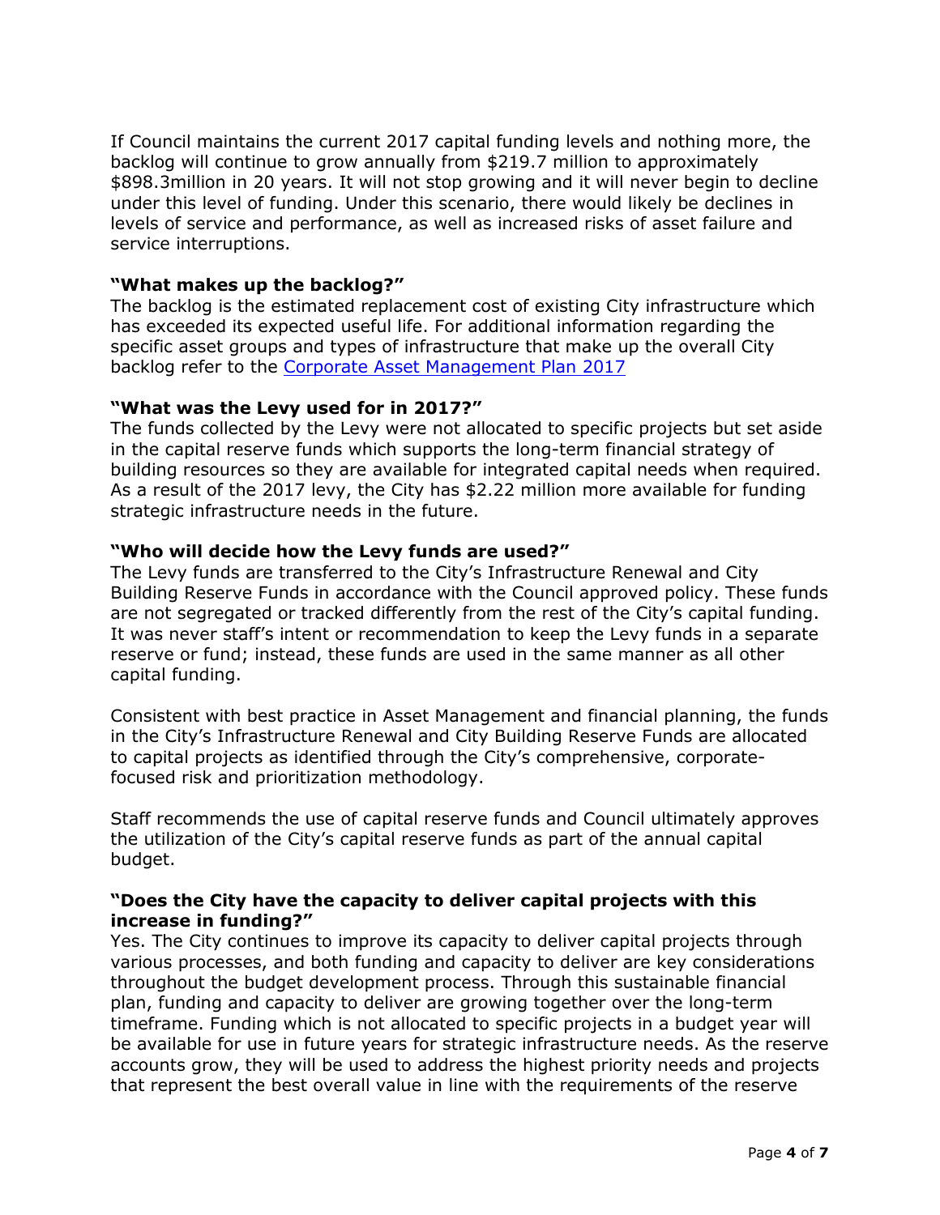If Council maintains the current 2017 capital funding levels and nothing more, the backlog will continue to grow annually from $219.7 million to approximately $898.3million in 20 years. It will not stop growing and it will never begin to decline under this level of funding. Under this scenario, there would likely be declines in levels of service and performance, as well as increased risks of asset failure and service interruptions.

**"What makes up the backlog?"**
The backlog is the estimated replacement cost of existing City infrastructure which has exceeded its expected useful life. For additional information regarding the specific asset groups and types of infrastructure that make up the overall City backlog refer to the [Corporate Asset Management Plan 2017]()

**"What was the Levy used for in 2017?"**
The funds collected by the Levy were not allocated to specific projects but set aside in the capital reserve funds which supports the long-term financial strategy of building resources so they are available for integrated capital needs when required. As a result of the 2017 levy, the City has $2.22 million more available for funding strategic infrastructure needs in the future.

**"Who will decide how the Levy funds are used?"**
The Levy funds are transferred to the City's Infrastructure Renewal and City Building Reserve Funds in accordance with the Council approved policy. These funds are not segregated or tracked differently from the rest of the City's capital funding. It was never staff's intent or recommendation to keep the Levy funds in a separate reserve or fund; instead, these funds are used in the same manner as all other capital funding.

Consistent with best practice in Asset Management and financial planning, the funds in the City's Infrastructure Renewal and City Building Reserve Funds are allocated to capital projects as identified through the City's comprehensive, corporate-focused risk and prioritization methodology.

Staff recommends the use of capital reserve funds and Council ultimately approves the utilization of the City's capital reserve funds as part of the annual capital budget.

**"Does the City have the capacity to deliver capital projects with this increase in funding?"**
Yes. The City continues to improve its capacity to deliver capital projects through various processes, and both funding and capacity to deliver are key considerations throughout the budget development process. Through this sustainable financial plan, funding and capacity to deliver are growing together over the long-term timeframe. Funding which is not allocated to specific projects in a budget year will be available for use in future years for strategic infrastructure needs. As the reserve accounts grow, they will be used to address the highest priority needs and projects that represent the best overall value in line with the requirements of the reserve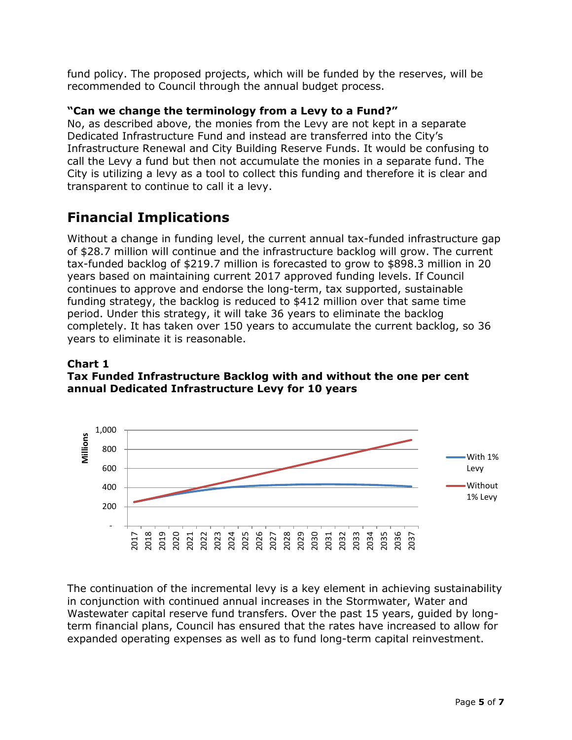fund policy. The proposed projects, which will be funded by the reserves, will be recommended to Council through the annual budget process.

**"Can we change the terminology from a Levy to a Fund?"**

No, as described above, the monies from the Levy are not kept in a separate Dedicated Infrastructure Fund and instead are transferred into the City's Infrastructure Renewal and City Building Reserve Funds. It would be confusing to call the Levy a fund but then not accumulate the monies in a separate fund. The City is utilizing a levy as a tool to collect this funding and therefore it is clear and transparent to continue to call it a levy.

## Financial Implications

Without a change in funding level, the current annual tax-funded infrastructure gap of $28.7 million will continue and the infrastructure backlog will grow. The current tax-funded backlog of $219.7 million is forecasted to grow to $898.3 million in 20 years based on maintaining current 2017 approved funding levels. If Council continues to approve and endorse the long-term, tax supported, sustainable funding strategy, the backlog is reduced to $412 million over that same time period. Under this strategy, it will take 36 years to eliminate the backlog completely. It has taken over 150 years to accumulate the current backlog, so 36 years to eliminate it is reasonable.

**Chart 1**
**Tax Funded Infrastructure Backlog with and without the one per cent annual Dedicated Infrastructure Levy for 10 years**

The continuation of the incremental levy is a key element in achieving sustainability in conjunction with continued annual increases in the Stormwater, Water and Wastewater capital reserve fund transfers. Over the past 15 years, guided by long-term financial plans, Council has ensured that the rates have increased to allow for expanded operating expenses as well as to fund long-term capital reinvestment.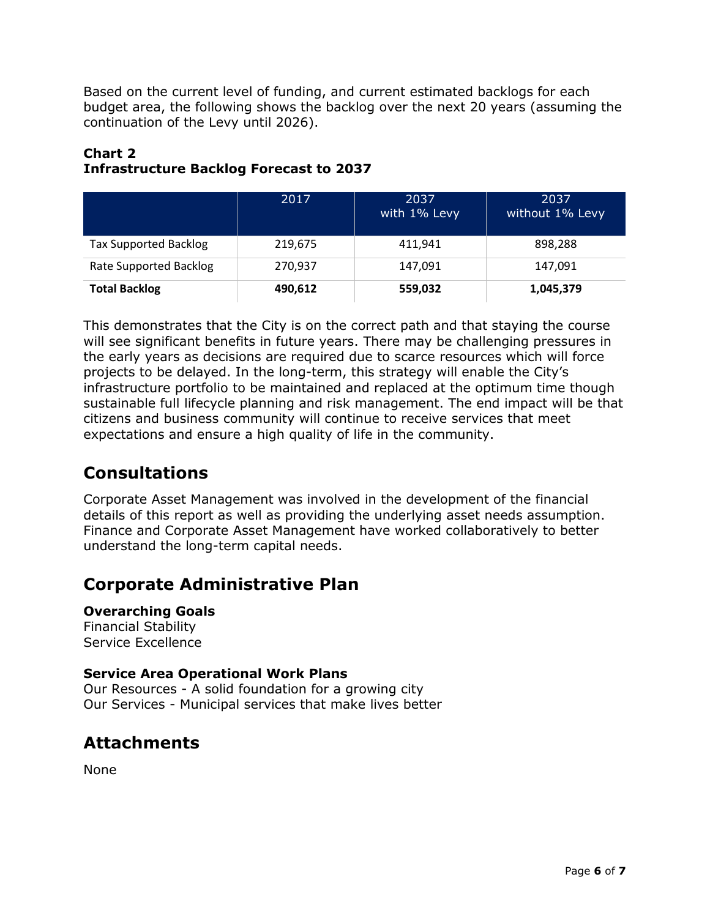Based on the current level of funding, and current estimated backlogs for each budget area, the following shows the backlog over the next 20 years (assuming the continuation of the Levy until 2026).

**Chart 2**
**Infrastructure Backlog Forecast to 2037**

| | 2017 | 2037 with 1% Levy | 2037 without 1% Levy |
|---|---|---|---|
| Tax Supported Backlog | 219,675 | 411,941 | 898,288 |
| Rate Supported Backlog | 270,937 | 147,091 | 147,091 |
| **Total Backlog** | **490,612** | **559,032** | **1,045,379** |

This demonstrates that the City is on the correct path and that staying the course will see significant benefits in future years. There may be challenging pressures in the early years as decisions are required due to scarce resources which will force projects to be delayed. In the long-term, this strategy will enable the City's infrastructure portfolio to be maintained and replaced at the optimum time though sustainable full lifecycle planning and risk management. The end impact will be that citizens and business community will continue to receive services that meet expectations and ensure a high quality of life in the community.

## Consultations

Corporate Asset Management was involved in the development of the financial details of this report as well as providing the underlying asset needs assumption. Finance and Corporate Asset Management have worked collaboratively to better understand the long-term capital needs.

## Corporate Administrative Plan

**Overarching Goals**
Financial Stability
Service Excellence

**Service Area Operational Work Plans**
Our Resources - A solid foundation for a growing city
Our Services - Municipal services that make lives better

## Attachments

None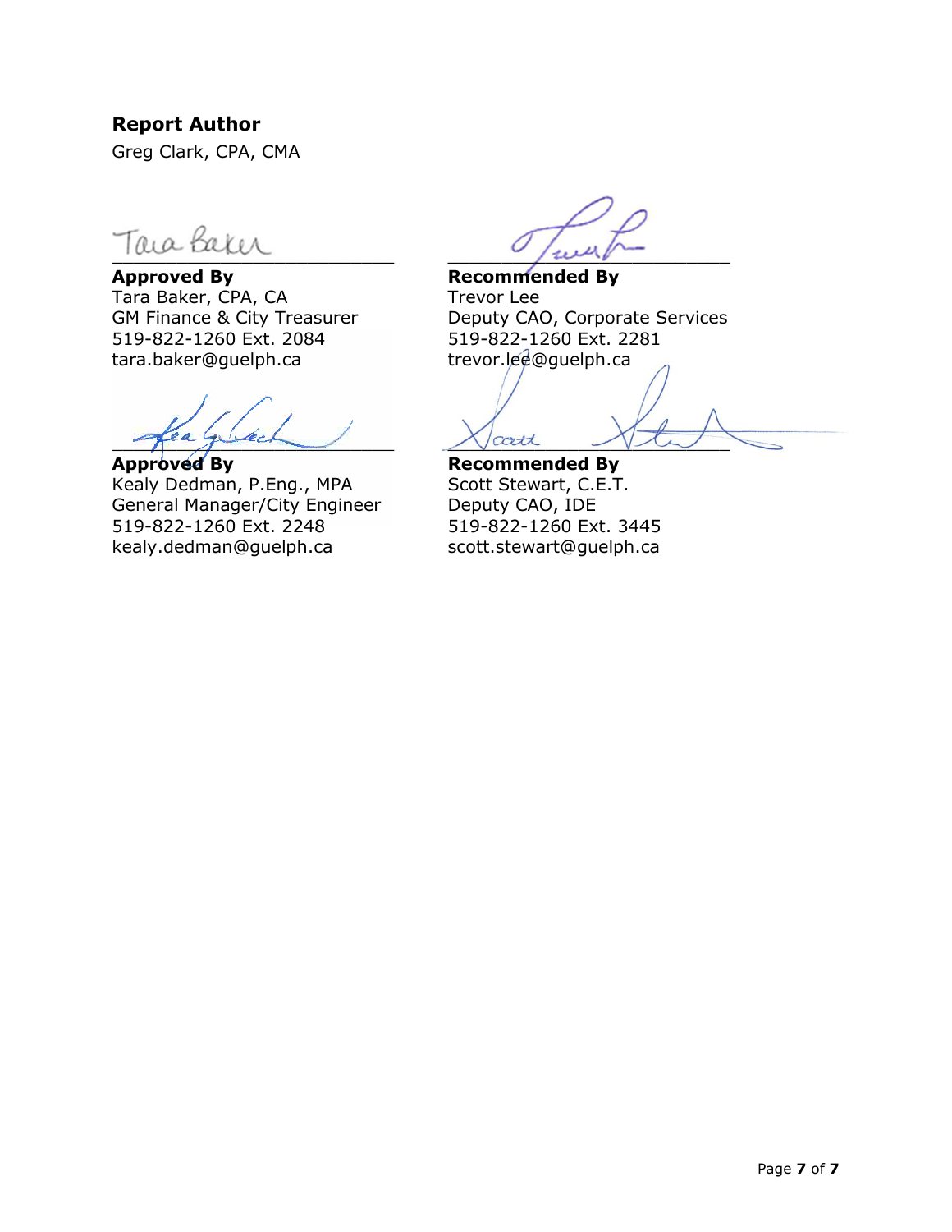**Report Author**
Greg Clark, CPA, CMA

**Approved By**
Tara Baker, CPA, CA
GM Finance & City Treasurer
519-822-1260 Ext. 2084
tara.baker@guelph.ca

**Recommended By**
Trevor Lee
Deputy CAO, Corporate Services
519-822-1260 Ext. 2281
trevor.lee@guelph.ca

**Approved By**
Kealy Dedman, P.Eng., MPA
General Manager/City Engineer
519-822-1260 Ext. 2248
kealy.dedman@guelph.ca

**Recommended By**
Scott Stewart, C.E.T.
Deputy CAO, IDE
519-822-1260 Ext. 3445
scott.stewart@guelph.ca